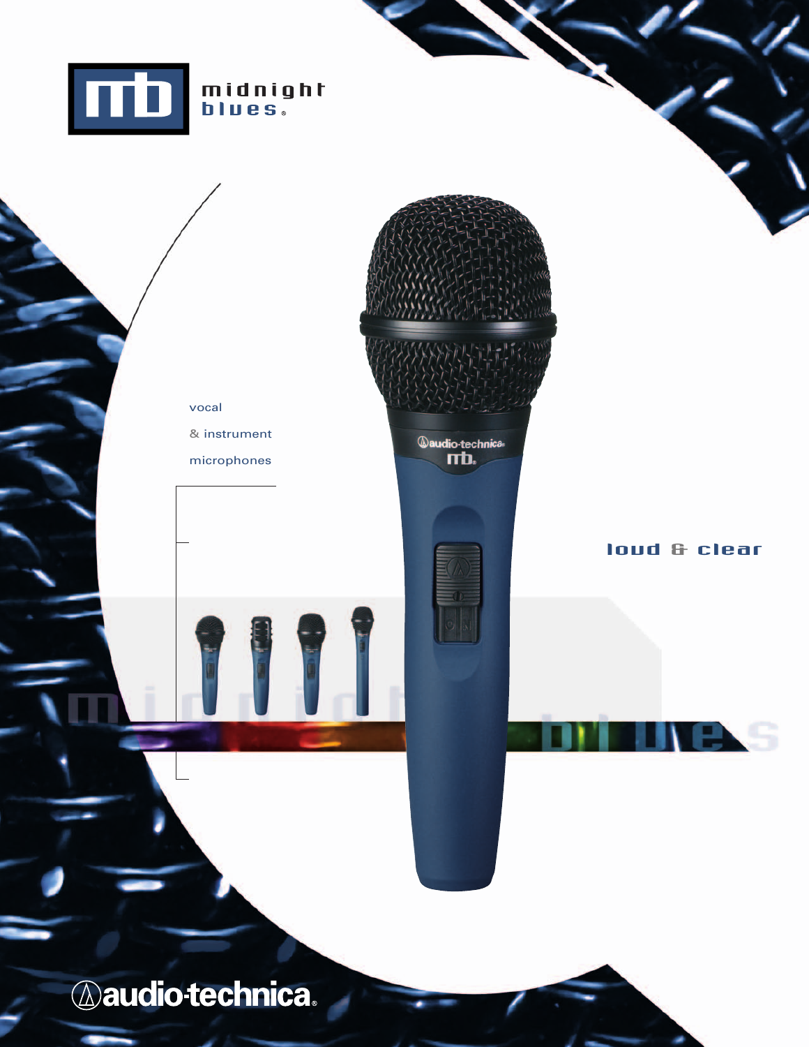# mb midnight blues®

vocal

& instrument

microphones

loud & clear

audio-technica®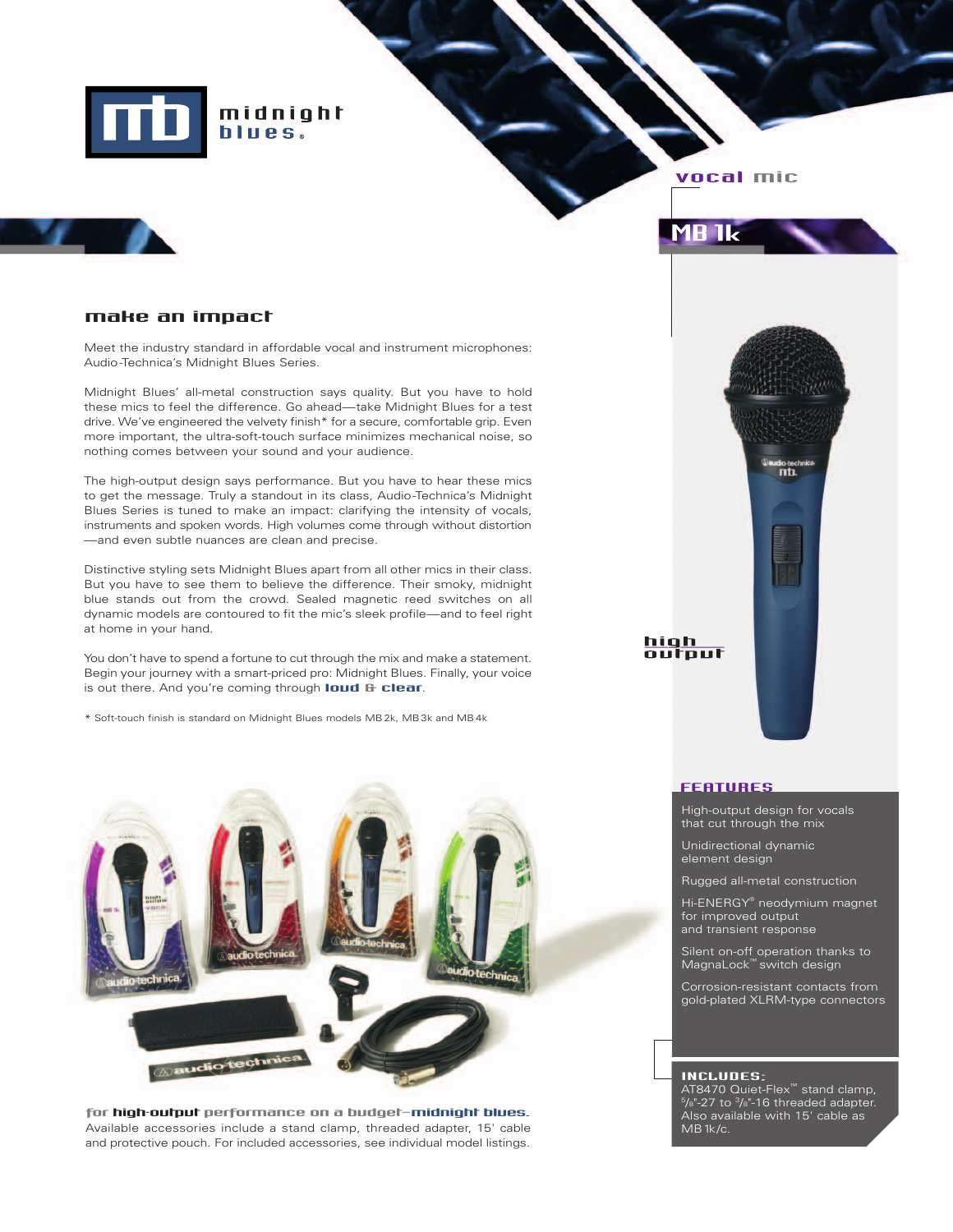midnight blues®

vocal mic

# MB 1k

## make an impact

Meet the industry standard in affordable vocal and instrument microphones: Audio-Technica's Midnight Blues Series.

Midnight Blues' all-metal construction says quality. But you have to hold these mics to feel the difference. Go ahead—take Midnight Blues for a test drive. We've engineered the velvety finish* for a secure, comfortable grip. Even more important, the ultra-soft-touch surface minimizes mechanical noise, so nothing comes between your sound and your audience.

The high-output design says performance. But you have to hear these mics to get the message. Truly a standout in its class, Audio-Technica's Midnight Blues Series is tuned to make an impact: clarifying the intensity of vocals, instruments and spoken words. High volumes come through without distortion—and even subtle nuances are clean and precise.

Distinctive styling sets Midnight Blues apart from all other mics in their class. But you have to see them to believe the difference. Their smoky, midnight blue stands out from the crowd. Sealed magnetic reed switches on all dynamic models are contoured to fit the mic's sleek profile—and to feel right at home in your hand.

You don't have to spend a fortune to cut through the mix and make a statement. Begin your journey with a smart-priced pro: Midnight Blues. Finally, your voice is out there. And you're coming through **loud & clear**.

* Soft-touch finish is standard on Midnight Blues models MB 2k, MB 3k and MB 4k

high output

**for high-output performance on a budget—midnight blues.** Available accessories include a stand clamp, threaded adapter, 15' cable and protective pouch. For included accessories, see individual model listings.

### FEATURES

- High-output design for vocals that cut through the mix
- Unidirectional dynamic element design
- Rugged all-metal construction
- Hi-ENERGY® neodymium magnet for improved output and transient response
- Silent on-off operation thanks to MagnaLock™ switch design
- Corrosion-resistant contacts from gold-plated XLRM-type connectors

### INCLUDES:

AT8470 Quiet-Flex™ stand clamp, 5/8"-27 to 3/8"-16 threaded adapter. Also available with 15' cable as MB 1k/c.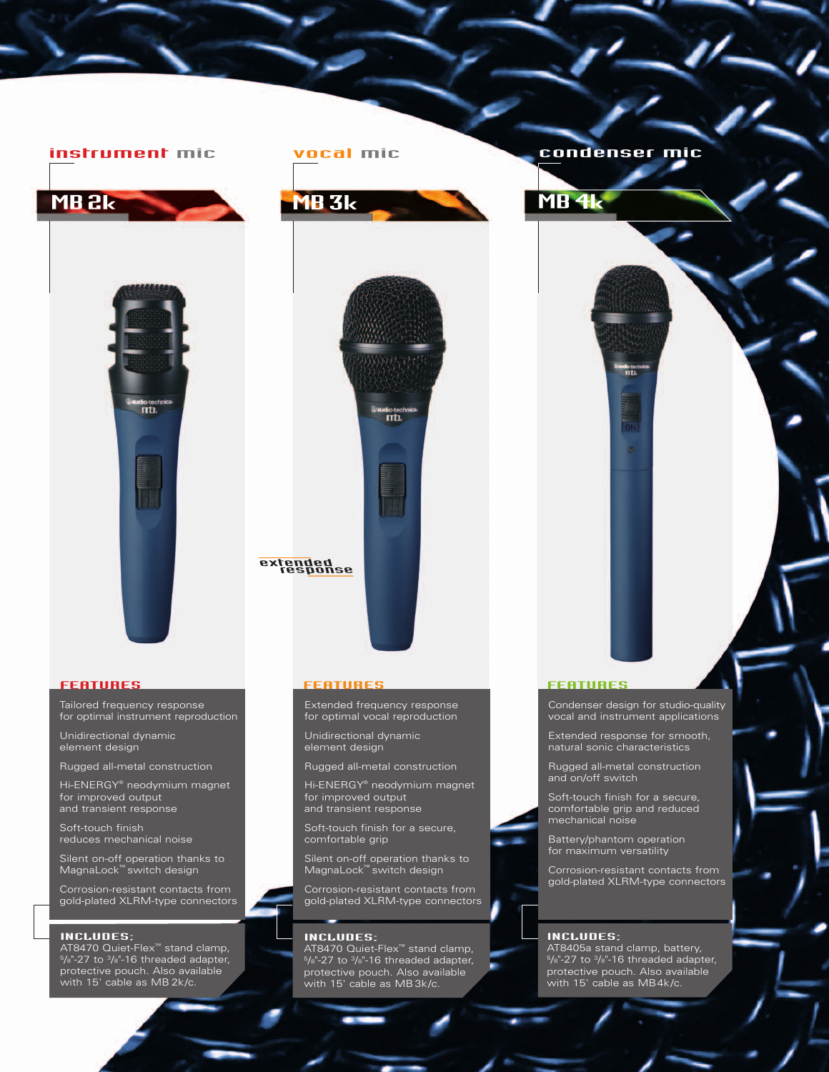## instrument mic

### MB 2k

#### FEATURES

- Tailored frequency response for optimal instrument reproduction
- Unidirectional dynamic element design
- Rugged all-metal construction
- Hi-ENERGY® neodymium magnet for improved output and transient response
- Soft-touch finish reduces mechanical noise
- Silent on-off operation thanks to MagnaLock™ switch design
- Corrosion-resistant contacts from gold-plated XLRM-type connectors

**INCLUDES:** AT8470 Quiet-Flex™ stand clamp, 5/8"-27 to 3/8"-16 threaded adapter, protective pouch. Also available with 15' cable as MB 2k/c.

## vocal mic

### MB 3k

extended response

#### FEATURES

- Extended frequency response for optimal vocal reproduction
- Unidirectional dynamic element design
- Rugged all-metal construction
- Hi-ENERGY® neodymium magnet for improved output and transient response
- Soft-touch finish for a secure, comfortable grip
- Silent on-off operation thanks to MagnaLock™ switch design
- Corrosion-resistant contacts from gold-plated XLRM-type connectors

**INCLUDES:** AT8470 Quiet-Flex™ stand clamp, 5/8"-27 to 3/8"-16 threaded adapter, protective pouch. Also available with 15' cable as MB 3k/c.

## condenser mic

### MB 4k

#### FEATURES

- Condenser design for studio-quality vocal and instrument applications
- Extended response for smooth, natural sonic characteristics
- Rugged all-metal construction and on/off switch
- Soft-touch finish for a secure, comfortable grip and reduced mechanical noise
- Battery/phantom operation for maximum versatility
- Corrosion-resistant contacts from gold-plated XLRM-type connectors

**INCLUDES:** AT8405a stand clamp, battery, 5/8"-27 to 3/8"-16 threaded adapter, protective pouch. Also available with 15' cable as MB 4k/c.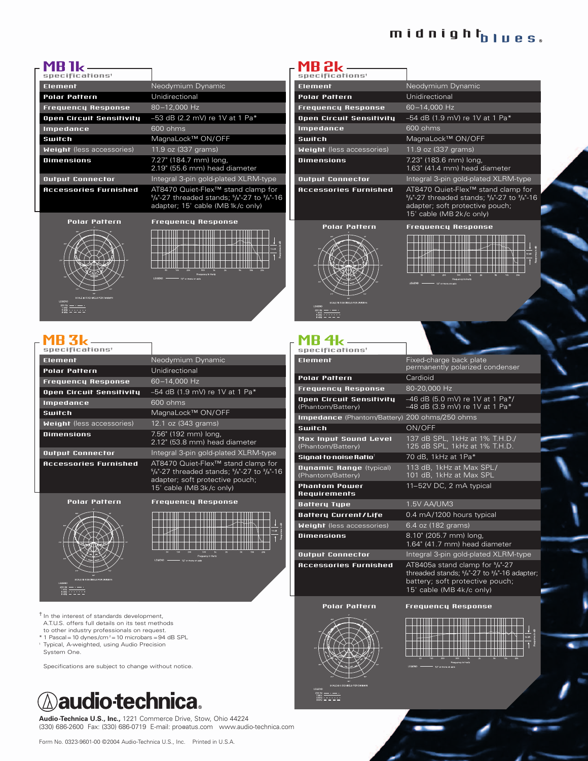## MB 1k
specifications†

| | |
|---|---|
| Element | Neodymium Dynamic |
| Polar Pattern | Unidirectional |
| Frequency Response | 80–12,000 Hz |
| Open Circuit Sensitivity | –53 dB (2.2 mV) re 1V at 1 Pa* |
| Impedance | 600 ohms |
| Switch | MagnaLock™ ON/OFF |
| Weight (less accessories) | 11.9 oz (337 grams) |
| Dimensions | 7.27" (184.7 mm) long, 2.19" (55.6 mm) head diameter |
| Output Connector | Integral 3-pin gold-plated XLRM-type |
| Accessories Furnished | AT8470 Quiet-Flex™ stand clamp for ⁵⁄₈"-27 threaded stands; ⁵⁄₈"-27 to ³⁄₈"-16 adapter; 15' cable (MB 1k/c only) |

Polar Pattern

Frequency Response

## MB 2k
specifications†

| | |
|---|---|
| Element | Neodymium Dynamic |
| Polar Pattern | Unidirectional |
| Frequency Response | 60–14,000 Hz |
| Open Circuit Sensitivity | –54 dB (1.9 mV) re 1V at 1 Pa* |
| Impedance | 600 ohms |
| Switch | MagnaLock™ ON/OFF |
| Weight (less accessories) | 11.9 oz (337 grams) |
| Dimensions | 7.23" (183.6 mm) long, 1.63" (41.4 mm) head diameter |
| Output Connector | Integral 3-pin gold-plated XLRM-type |
| Accessories Furnished | AT8470 Quiet-Flex™ stand clamp for ⁵⁄₈"-27 threaded stands; ⁵⁄₈"-27 to ³⁄₈"-16 adapter; soft protective pouch; 15' cable (MB 2k/c only) |

Polar Pattern

Frequency Response

## MB 3k
specifications†

| | |
|---|---|
| Element | Neodymium Dynamic |
| Polar Pattern | Unidirectional |
| Frequency Response | 60–14,000 Hz |
| Open Circuit Sensitivity | –54 dB (1.9 mV) re 1V at 1 Pa* |
| Impedance | 600 ohms |
| Switch | MagnaLock™ ON/OFF |
| Weight (less accessories) | 12.1 oz (343 grams) |
| Dimensions | 7.56" (192 mm) long, 2.12" (53.8 mm) head diameter |
| Output Connector | Integral 3-pin gold-plated XLRM-type |
| Accessories Furnished | AT8470 Quiet-Flex™ stand clamp for ⁵⁄₈"-27 threaded stands; ⁵⁄₈"-27 to ³⁄₈"-16 adapter; soft protective pouch; 15' cable (MB 3k/c only) |

Polar Pattern

Frequency Response

## MB 4k
specifications†

| | |
|---|---|
| Element | Fixed-charge back plate permanently polarized condenser |
| Polar Pattern | Cardioid |
| Frequency Response | 80-20,000 Hz |
| Open Circuit Sensitivity (Phantom/Battery) | –46 dB (5.0 mV) re 1V at 1 Pa*/ –48 dB (3.9 mV) re 1V at 1 Pa* |
| Impedance (Phantom/Battery) | 200 ohms/250 ohms |
| Switch | ON/OFF |
| Max Input Sound Level (Phantom/Battery) | 137 dB SPL, 1kHz at 1% T.H.D./ 125 dB SPL, 1kHz at 1% T.H.D. |
| Signal-to-noise Ratio[1] | 70 dB, 1kHz at 1Pa* |
| Dynamic Range (typical) (Phantom/Battery) | 113 dB, 1kHz at Max SPL/ 101 dB, 1kHz at Max SPL |
| Phantom Power Requirements | 11–52V DC, 2 mA typical |
| Battery Type | 1.5V AA/UM3 |
| Battery Current/Life | 0.4 mA/1200 hours typical |
| Weight (less accessories) | 6.4 oz (182 grams) |
| Dimensions | 8.10" (205.7 mm) long, 1.64" (41.7 mm) head diameter |
| Output Connector | Integral 3-pin gold-plated XLRM-type |
| Accessories Furnished | AT8405a stand clamp for ⁵⁄₈"-27 threaded stands; ⁵⁄₈"-27 to ³⁄₈"-16 adapter; battery; soft protective pouch; 15' cable (MB 4k/c only) |

Polar Pattern

Frequency Response

† In the interest of standards development, A.T.U.S. offers full details on its test methods to other industry professionals on request.

* 1 Pascal = 10 dynes/cm² = 10 microbars = 94 dB SPL

[1] Typical, A-weighted, using Audio Precision System One.

Specifications are subject to change without notice.

audio-technica

**Audio-Technica U.S., Inc.**, 1221 Commerce Drive, Stow, Ohio 44224
(330) 686-2600 Fax: (330) 686-0719 E-mail: pro@atus.com www.audio-technica.com

Form No. 0323-9601-00 ©2004 Audio-Technica U.S., Inc. Printed in U.S.A.